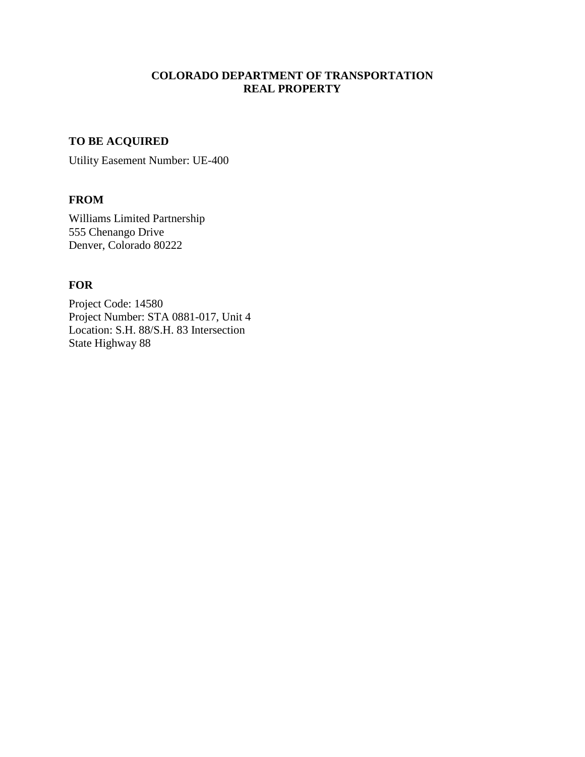# COLORADO DEPARTMENT OF TRANSPORTATION
# REAL PROPERTY

## TO BE ACQUIRED

Utility Easement Number: UE-400

## FROM

Williams Limited Partnership
555 Chenango Drive
Denver, Colorado 80222

## FOR

Project Code: 14580
Project Number: STA 0881-017, Unit 4
Location: S.H. 88/S.H. 83 Intersection
State Highway 88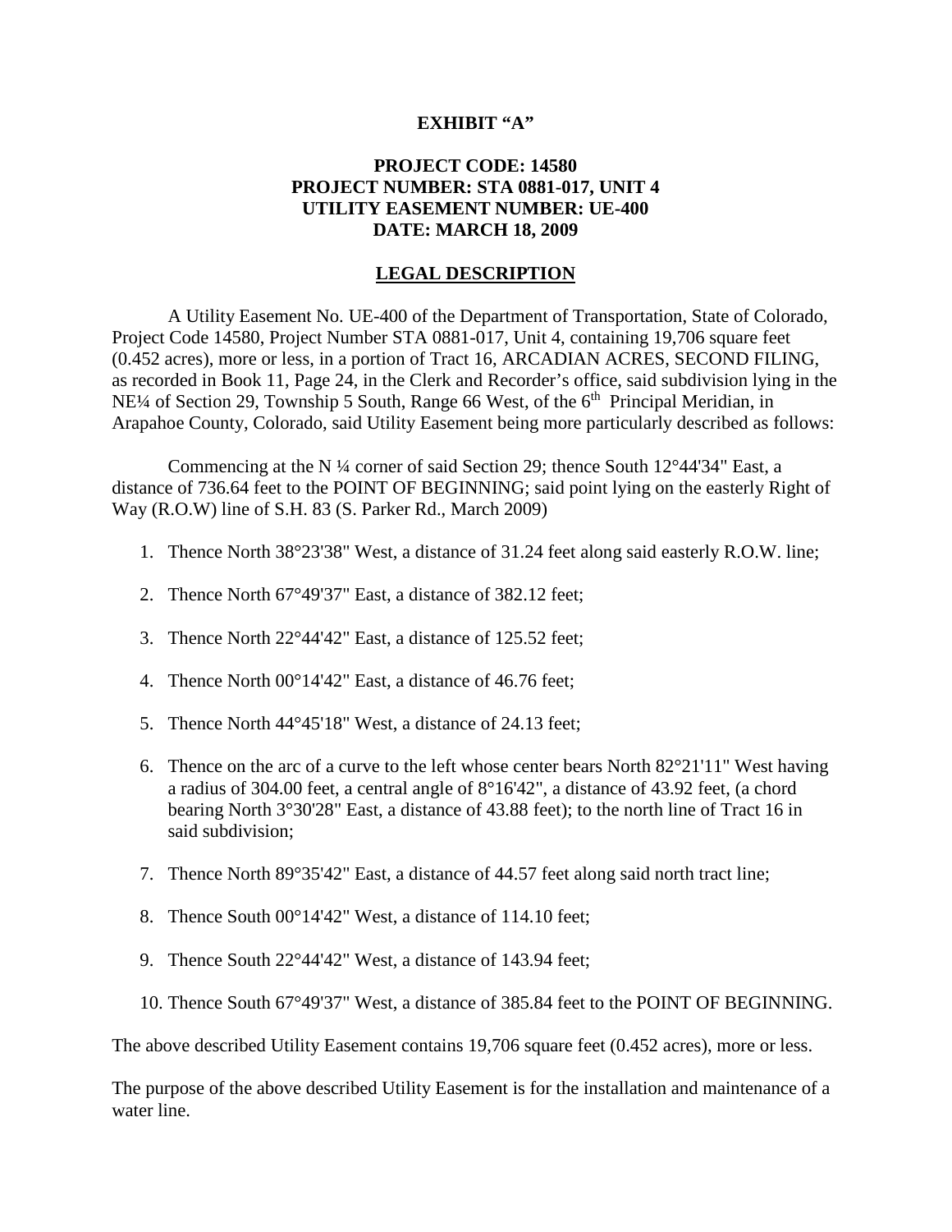**EXHIBIT "A"**

**PROJECT CODE: 14580**
**PROJECT NUMBER: STA 0881-017, UNIT 4**
**UTILITY EASEMENT NUMBER: UE-400**
**DATE: MARCH 18, 2009**

## LEGAL DESCRIPTION

A Utility Easement No. UE-400 of the Department of Transportation, State of Colorado, Project Code 14580, Project Number STA 0881-017, Unit 4, containing 19,706 square feet (0.452 acres), more or less, in a portion of Tract 16, ARCADIAN ACRES, SECOND FILING, as recorded in Book 11, Page 24, in the Clerk and Recorder's office, said subdivision lying in the NE¼ of Section 29, Township 5 South, Range 66 West, of the 6th Principal Meridian, in Arapahoe County, Colorado, said Utility Easement being more particularly described as follows:

Commencing at the N ¼ corner of said Section 29; thence South 12°44'34" East, a distance of 736.64 feet to the POINT OF BEGINNING; said point lying on the easterly Right of Way (R.O.W) line of S.H. 83 (S. Parker Rd., March 2009)

1. Thence North 38°23'38" West, a distance of 31.24 feet along said easterly R.O.W. line;
2. Thence North 67°49'37" East, a distance of 382.12 feet;
3. Thence North 22°44'42" East, a distance of 125.52 feet;
4. Thence North 00°14'42" East, a distance of 46.76 feet;
5. Thence North 44°45'18" West, a distance of 24.13 feet;
6. Thence on the arc of a curve to the left whose center bears North 82°21'11" West having a radius of 304.00 feet, a central angle of 8°16'42", a distance of 43.92 feet, (a chord bearing North 3°30'28" East, a distance of 43.88 feet); to the north line of Tract 16 in said subdivision;
7. Thence North 89°35'42" East, a distance of 44.57 feet along said north tract line;
8. Thence South 00°14'42" West, a distance of 114.10 feet;
9. Thence South 22°44'42" West, a distance of 143.94 feet;
10. Thence South 67°49'37" West, a distance of 385.84 feet to the POINT OF BEGINNING.

The above described Utility Easement contains 19,706 square feet (0.452 acres), more or less.

The purpose of the above described Utility Easement is for the installation and maintenance of a water line.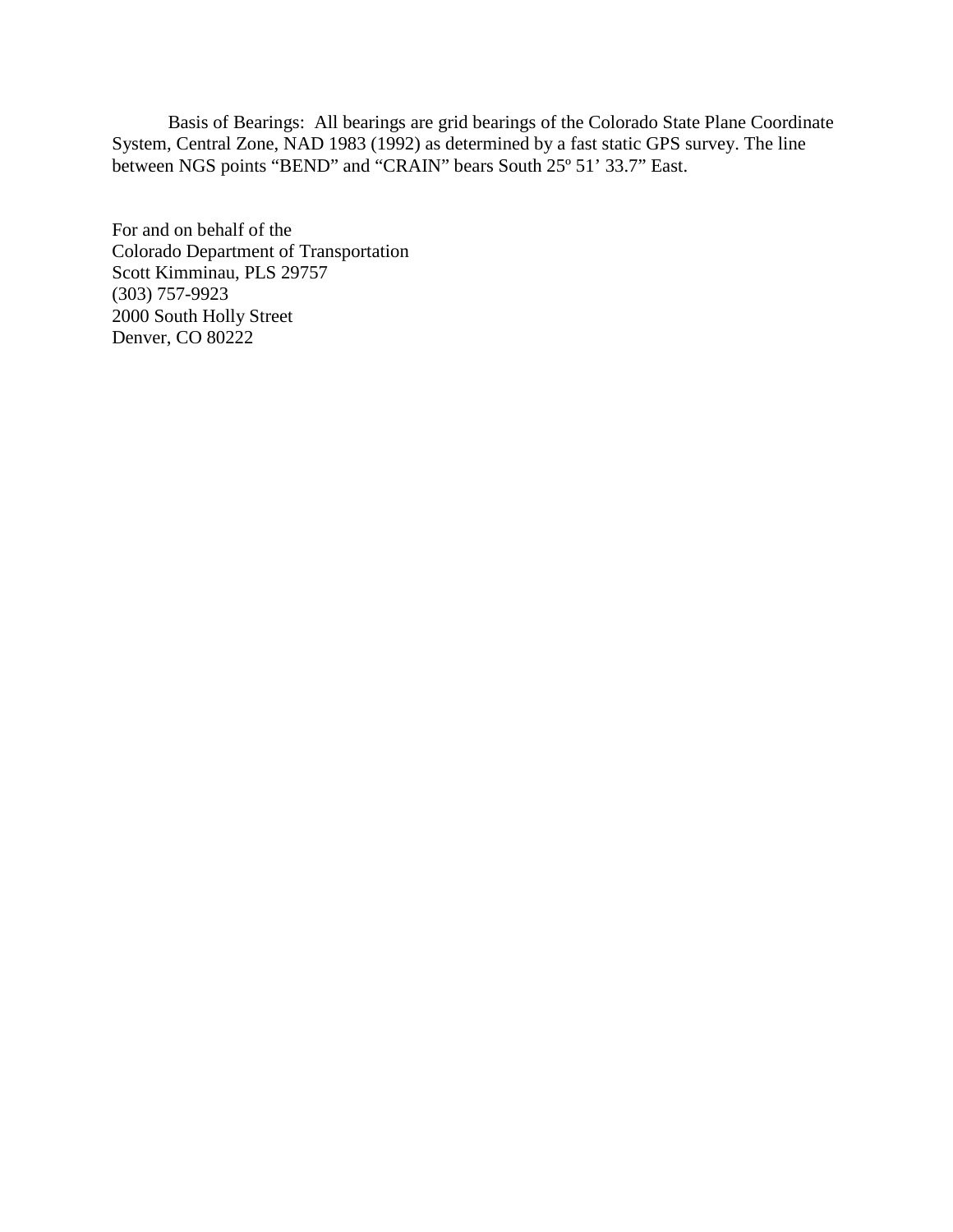Basis of Bearings: All bearings are grid bearings of the Colorado State Plane Coordinate System, Central Zone, NAD 1983 (1992) as determined by a fast static GPS survey. The line between NGS points "BEND" and "CRAIN" bears South 25º 51' 33.7" East.

For and on behalf of the
Colorado Department of Transportation
Scott Kimminau, PLS 29757
(303) 757-9923
2000 South Holly Street
Denver, CO 80222